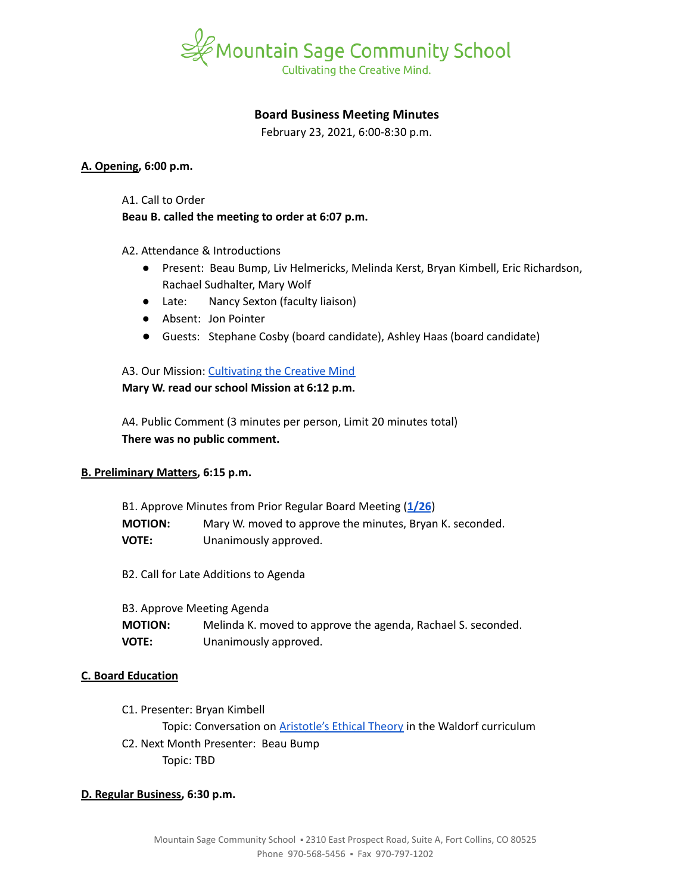Mountain Sage Community School
Cultivating the Creative Mind.

## Board Business Meeting Minutes

February 23, 2021, 6:00-8:30 p.m.

### A. Opening, 6:00 p.m.

A1. Call to Order

**Beau B. called the meeting to order at 6:07 p.m.**

A2. Attendance & Introductions

- Present: Beau Bump, Liv Helmericks, Melinda Kerst, Bryan Kimbell, Eric Richardson, Rachael Sudhalter, Mary Wolf
- Late: Nancy Sexton (faculty liaison)
- Absent: Jon Pointer
- Guests: Stephane Cosby (board candidate), Ashley Haas (board candidate)

A3. Our Mission: Cultivating the Creative Mind

**Mary W. read our school Mission at 6:12 p.m.**

A4. Public Comment (3 minutes per person, Limit 20 minutes total)

**There was no public comment.**

### B. Preliminary Matters, 6:15 p.m.

B1. Approve Minutes from Prior Regular Board Meeting (**1/26**)

**MOTION:** Mary W. moved to approve the minutes, Bryan K. seconded.

**VOTE:** Unanimously approved.

B2. Call for Late Additions to Agenda

B3. Approve Meeting Agenda

**MOTION:** Melinda K. moved to approve the agenda, Rachael S. seconded.

**VOTE:** Unanimously approved.

### C. Board Education

C1. Presenter: Bryan Kimbell

Topic: Conversation on Aristotle's Ethical Theory in the Waldorf curriculum

C2. Next Month Presenter: Beau Bump

Topic: TBD

### D. Regular Business, 6:30 p.m.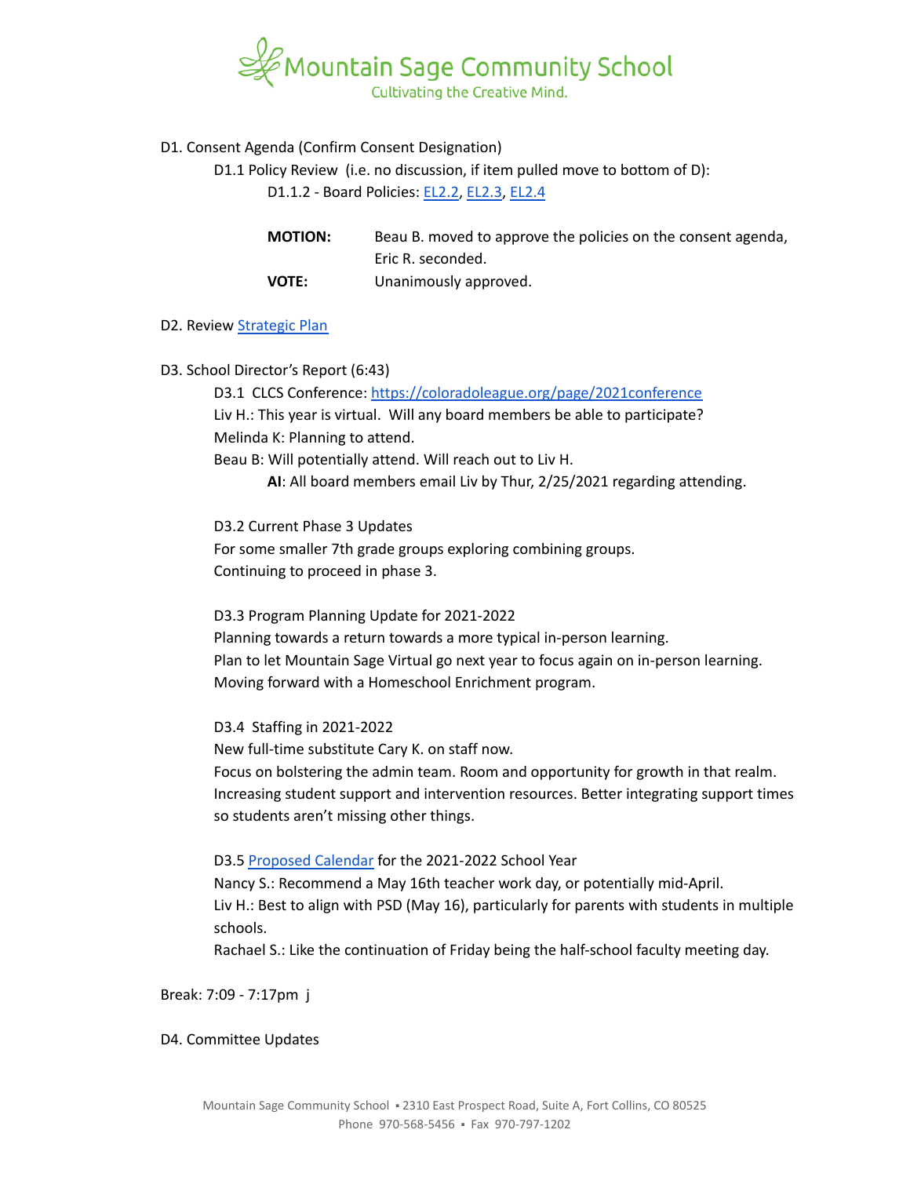D1. Consent Agenda (Confirm Consent Designation)

D1.1 Policy Review (i.e. no discussion, if item pulled move to bottom of D):

D1.1.2 - Board Policies: EL2.2, EL2.3, EL2.4

| | |
|---|---|
| **MOTION:** | Beau B. moved to approve the policies on the consent agenda, Eric R. seconded. |
| **VOTE:** | Unanimously approved. |

D2. Review Strategic Plan

D3. School Director's Report (6:43)

D3.1 CLCS Conference: https://coloradoleague.org/page/2021conference

Liv H.: This year is virtual. Will any board members be able to participate?

Melinda K: Planning to attend.

Beau B: Will potentially attend. Will reach out to Liv H.

**AI**: All board members email Liv by Thur, 2/25/2021 regarding attending.

D3.2 Current Phase 3 Updates

For some smaller 7th grade groups exploring combining groups.

Continuing to proceed in phase 3.

D3.3 Program Planning Update for 2021-2022

Planning towards a return towards a more typical in-person learning.

Plan to let Mountain Sage Virtual go next year to focus again on in-person learning.

Moving forward with a Homeschool Enrichment program.

D3.4 Staffing in 2021-2022

New full-time substitute Cary K. on staff now.

Focus on bolstering the admin team. Room and opportunity for growth in that realm.

Increasing student support and intervention resources. Better integrating support times so students aren't missing other things.

D3.5 Proposed Calendar for the 2021-2022 School Year

Nancy S.: Recommend a May 16th teacher work day, or potentially mid-April.

Liv H.: Best to align with PSD (May 16), particularly for parents with students in multiple schools.

Rachael S.: Like the continuation of Friday being the half-school faculty meeting day.

Break: 7:09 - 7:17pm j

D4. Committee Updates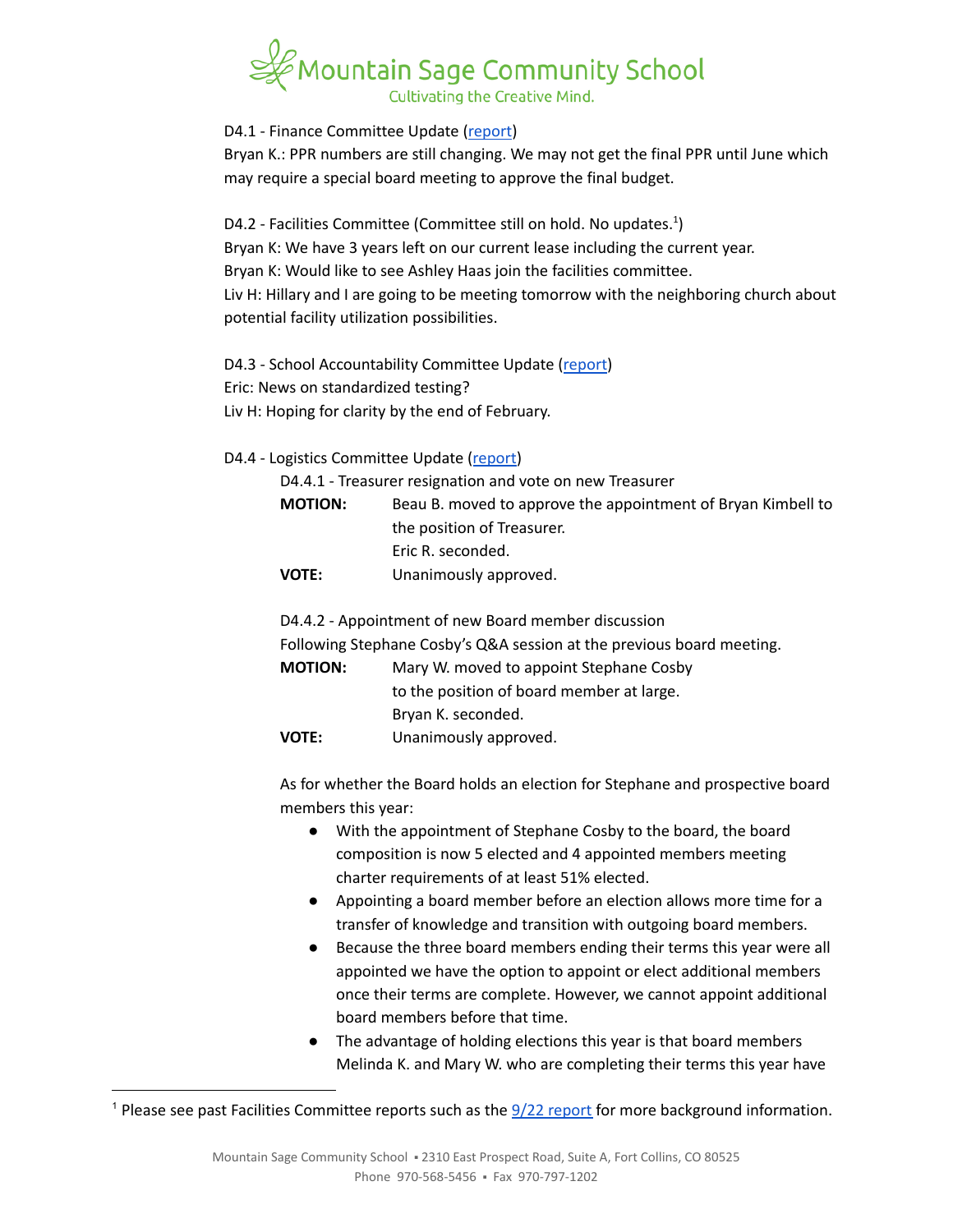D4.1 - Finance Committee Update (report)

Bryan K.: PPR numbers are still changing. We may not get the final PPR until June which may require a special board meeting to approve the final budget.

D4.2 - Facilities Committee (Committee still on hold. No updates.[1])

Bryan K: We have 3 years left on our current lease including the current year.

Bryan K: Would like to see Ashley Haas join the facilities committee.

Liv H: Hillary and I are going to be meeting tomorrow with the neighboring church about potential facility utilization possibilities.

D4.3 - School Accountability Committee Update (report)

Eric: News on standardized testing?

Liv H: Hoping for clarity by the end of February.

D4.4 - Logistics Committee Update (report)

D4.4.1 - Treasurer resignation and vote on new Treasurer

**MOTION:** Beau B. moved to approve the appointment of Bryan Kimbell to the position of Treasurer. Eric R. seconded.

**VOTE:** Unanimously approved.

D4.4.2 - Appointment of new Board member discussion

Following Stephane Cosby's Q&A session at the previous board meeting.

**MOTION:** Mary W. moved to appoint Stephane Cosby to the position of board member at large. Bryan K. seconded.

**VOTE:** Unanimously approved.

As for whether the Board holds an election for Stephane and prospective board members this year:

- With the appointment of Stephane Cosby to the board, the board composition is now 5 elected and 4 appointed members meeting charter requirements of at least 51% elected.
- Appointing a board member before an election allows more time for a transfer of knowledge and transition with outgoing board members.
- Because the three board members ending their terms this year were all appointed we have the option to appoint or elect additional members once their terms are complete. However, we cannot appoint additional board members before that time.
- The advantage of holding elections this year is that board members Melinda K. and Mary W. who are completing their terms this year have

[1] Please see past Facilities Committee reports such as the 9/22 report for more background information.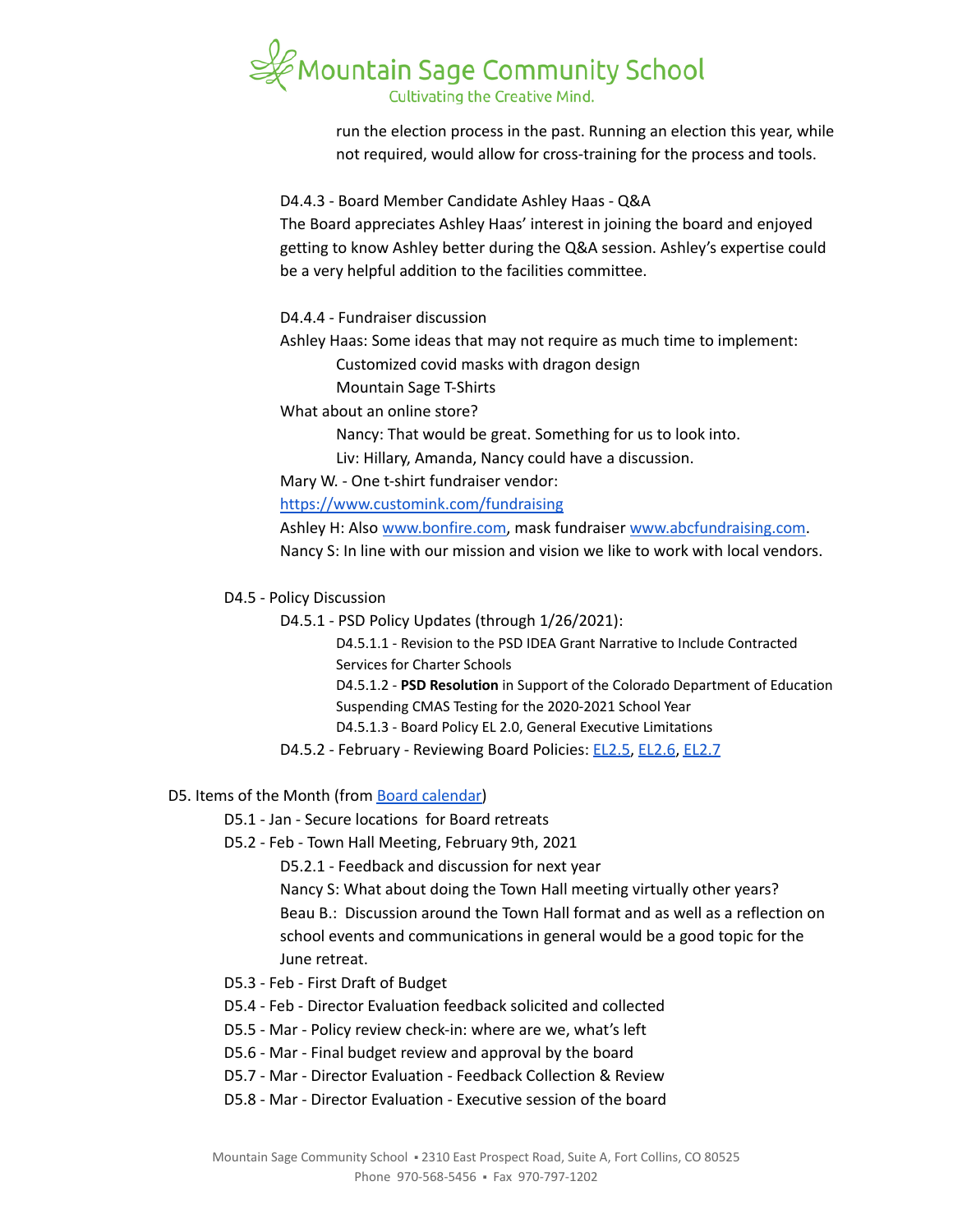run the election process in the past. Running an election this year, while not required, would allow for cross-training for the process and tools.

D4.4.3 - Board Member Candidate Ashley Haas - Q&A

The Board appreciates Ashley Haas' interest in joining the board and enjoyed getting to know Ashley better during the Q&A session. Ashley's expertise could be a very helpful addition to the facilities committee.

D4.4.4 - Fundraiser discussion

Ashley Haas: Some ideas that may not require as much time to implement:

- Customized covid masks with dragon design
- Mountain Sage T-Shirts

What about an online store?

- Nancy: That would be great. Something for us to look into.
- Liv: Hillary, Amanda, Nancy could have a discussion.

Mary W. - One t-shirt fundraiser vendor: [https://www.customink.com/fundraising](https://www.customink.com/fundraising)

Ashley H: Also [www.bonfire.com](www.bonfire.com), mask fundraiser [www.abcfundraising.com](www.abcfundraising.com).

Nancy S: In line with our mission and vision we like to work with local vendors.

D4.5 - Policy Discussion

- D4.5.1 - PSD Policy Updates (through 1/26/2021):
  - D4.5.1.1 - Revision to the PSD IDEA Grant Narrative to Include Contracted Services for Charter Schools
  - D4.5.1.2 - **PSD Resolution** in Support of the Colorado Department of Education Suspending CMAS Testing for the 2020-2021 School Year
  - D4.5.1.3 - Board Policy EL 2.0, General Executive Limitations
- D4.5.2 - February - Reviewing Board Policies: [EL2.5](), [EL2.6](), [EL2.7]()

D5. Items of the Month (from [Board calendar]())

- D5.1 - Jan - Secure locations for Board retreats
- D5.2 - Feb - Town Hall Meeting, February 9th, 2021
  - D5.2.1 - Feedback and discussion for next year

    Nancy S: What about doing the Town Hall meeting virtually other years?

    Beau B.: Discussion around the Town Hall format and as well as a reflection on school events and communications in general would be a good topic for the June retreat.
- D5.3 - Feb - First Draft of Budget
- D5.4 - Feb - Director Evaluation feedback solicited and collected
- D5.5 - Mar - Policy review check-in: where are we, what's left
- D5.6 - Mar - Final budget review and approval by the board
- D5.7 - Mar - Director Evaluation - Feedback Collection & Review
- D5.8 - Mar - Director Evaluation - Executive session of the board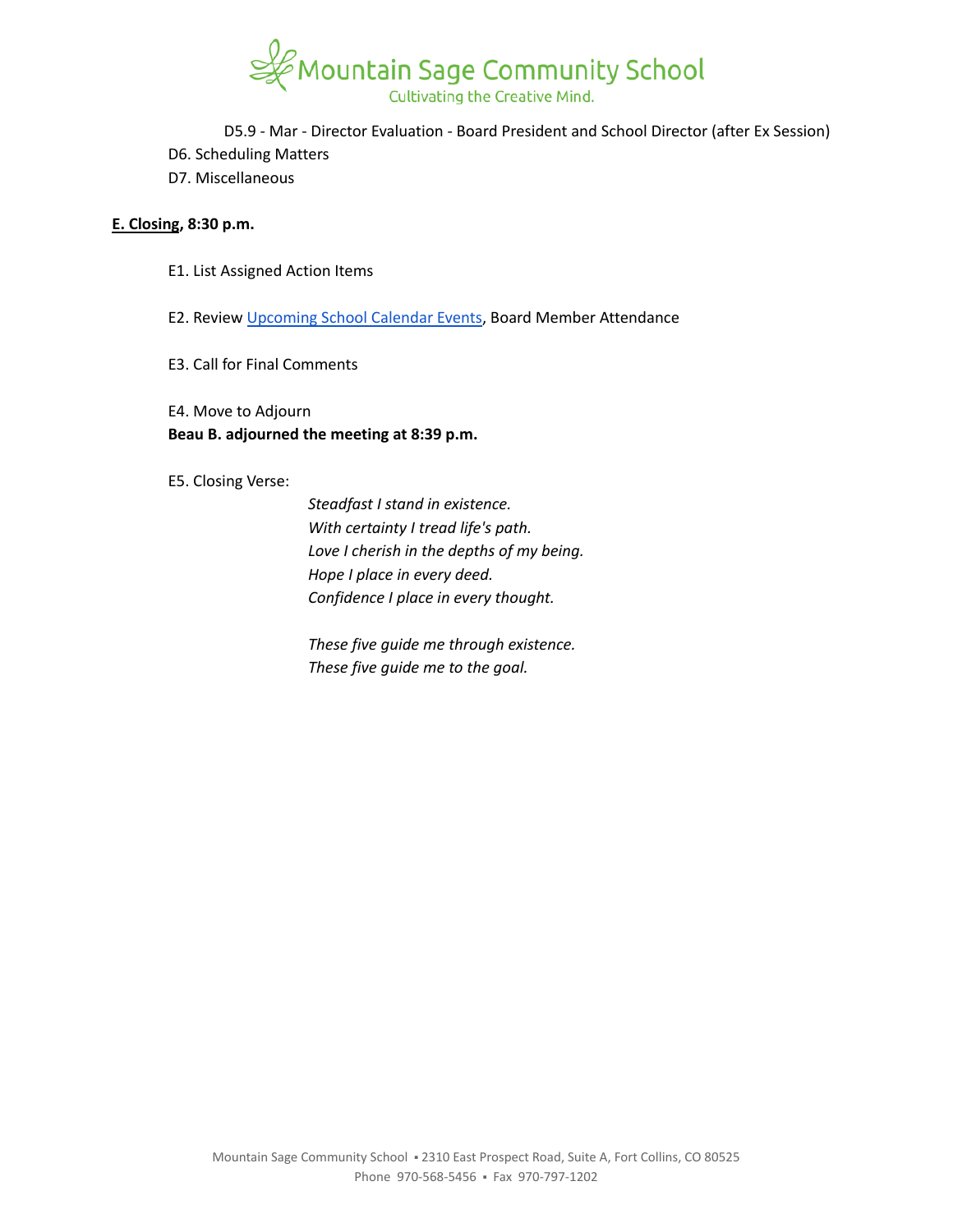D5.9 - Mar - Director Evaluation - Board President and School Director (after Ex Session)

D6. Scheduling Matters

D7. Miscellaneous

**E. Closing, 8:30 p.m.**

E1. List Assigned Action Items

E2. Review Upcoming School Calendar Events, Board Member Attendance

E3. Call for Final Comments

E4. Move to Adjourn

**Beau B. adjourned the meeting at 8:39 p.m.**

E5. Closing Verse:

*Steadfast I stand in existence.*
*With certainty I tread life's path.*
*Love I cherish in the depths of my being.*
*Hope I place in every deed.*
*Confidence I place in every thought.*

*These five guide me through existence.*
*These five guide me to the goal.*